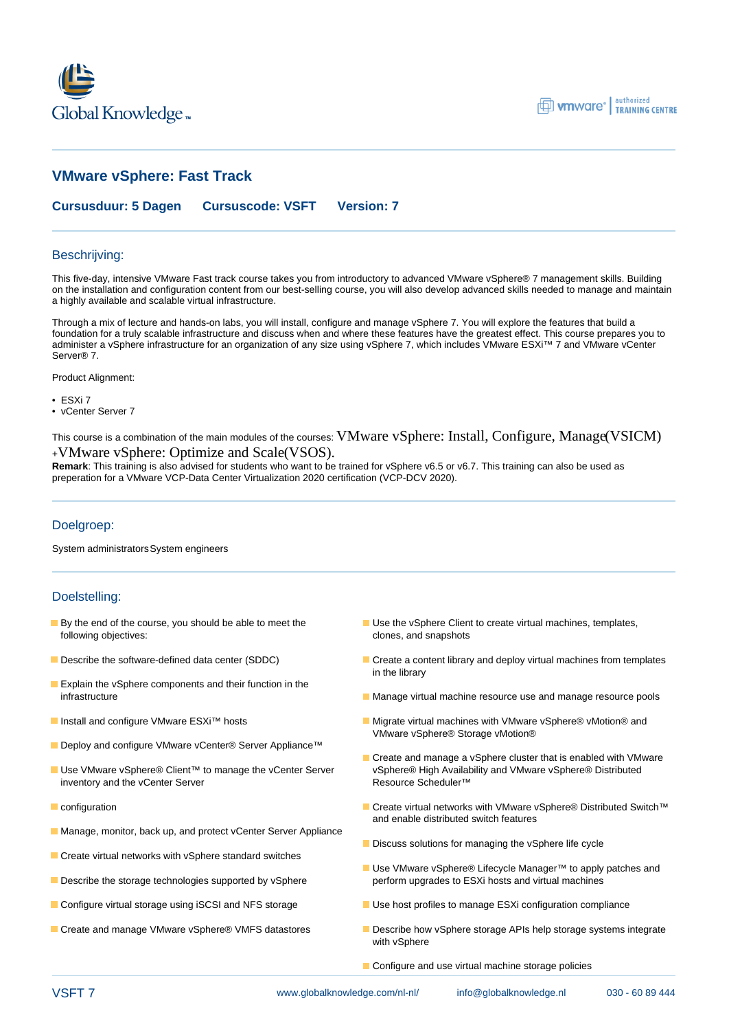# VMware vSphere: Fast Track

**Cursusduur: 5 Dagen**   **Cursuscode: VSFT**   **Version: 7**

## Beschrijving:

This five-day, intensive VMware Fast track course takes you from introductory to advanced VMware vSphere® 7 management skills. Building on the installation and configuration content from our best-selling course, you will also develop advanced skills needed to manage and maintain a highly available and scalable virtual infrastructure.

Through a mix of lecture and hands-on labs, you will install, configure and manage vSphere 7. You will explore the features that build a foundation for a truly scalable infrastructure and discuss when and where these features have the greatest effect. This course prepares you to administer a vSphere infrastructure for an organization of any size using vSphere 7, which includes VMware ESXi™ 7 and VMware vCenter Server® 7.

Product Alignment:

- ESXi 7
- vCenter Server 7

This course is a combination of the main modules of the courses: VMware vSphere: Install, Configure, Manage(VSICM) +VMware vSphere: Optimize and Scale(VSOS).
**Remark**: This training is also advised for students who want to be trained for vSphere v6.5 or v6.7. This training can also be used as preperation for a VMware VCP-Data Center Virtualization 2020 certification (VCP-DCV 2020).

## Doelgroep:

System administratorsSystem engineers

## Doelstelling:

- By the end of the course, you should be able to meet the following objectives:
- Describe the software-defined data center (SDDC)
- Explain the vSphere components and their function in the infrastructure
- Install and configure VMware ESXi™ hosts
- Deploy and configure VMware vCenter® Server Appliance™
- Use VMware vSphere® Client™ to manage the vCenter Server inventory and the vCenter Server
- configuration
- Manage, monitor, back up, and protect vCenter Server Appliance
- Create virtual networks with vSphere standard switches
- Describe the storage technologies supported by vSphere
- Configure virtual storage using iSCSI and NFS storage
- Create and manage VMware vSphere® VMFS datastores
- Use the vSphere Client to create virtual machines, templates, clones, and snapshots
- Create a content library and deploy virtual machines from templates in the library
- Manage virtual machine resource use and manage resource pools
- Migrate virtual machines with VMware vSphere® vMotion® and VMware vSphere® Storage vMotion®
- Create and manage a vSphere cluster that is enabled with VMware vSphere® High Availability and VMware vSphere® Distributed Resource Scheduler™
- Create virtual networks with VMware vSphere® Distributed Switch™ and enable distributed switch features
- Discuss solutions for managing the vSphere life cycle
- Use VMware vSphere® Lifecycle Manager™ to apply patches and perform upgrades to ESXi hosts and virtual machines
- Use host profiles to manage ESXi configuration compliance
- Describe how vSphere storage APIs help storage systems integrate with vSphere
- Configure and use virtual machine storage policies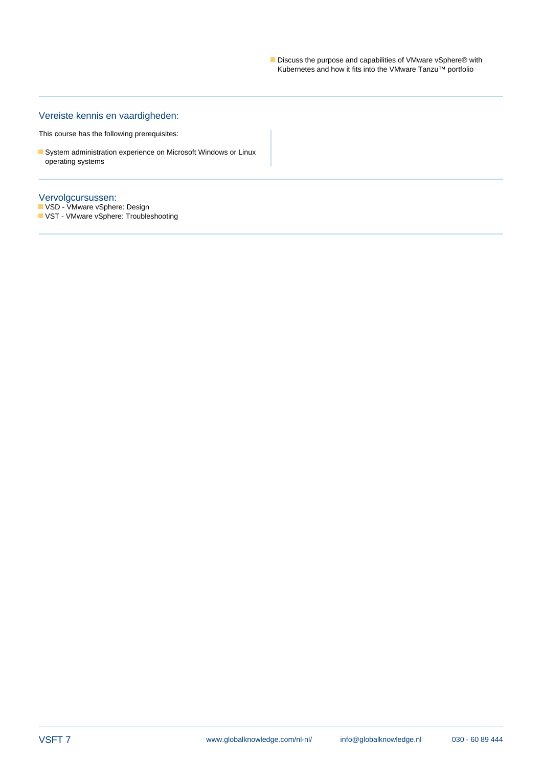- Discuss the purpose and capabilities of VMware vSphere® with Kubernetes and how it fits into the VMware Tanzu™ portfolio

## Vereiste kennis en vaardigheden:

This course has the following prerequisites:

- System administration experience on Microsoft Windows or Linux operating systems

## Vervolgcursussen:

- VSD - VMware vSphere: Design
- VST - VMware vSphere: Troubleshooting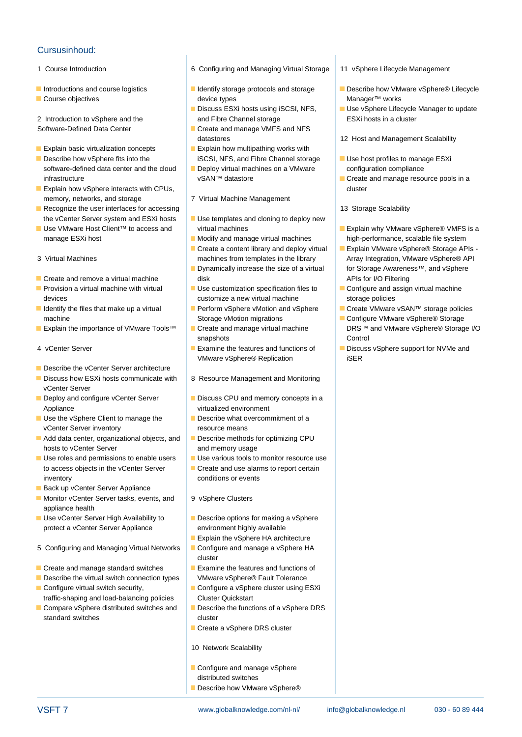## Cursusinhoud:

1 Course Introduction

- Introductions and course logistics
- Course objectives

2 Introduction to vSphere and the Software-Defined Data Center

- Explain basic virtualization concepts
- Describe how vSphere fits into the software-defined data center and the cloud infrastructure
- Explain how vSphere interacts with CPUs, memory, networks, and storage
- Recognize the user interfaces for accessing the vCenter Server system and ESXi hosts
- Use VMware Host Client™ to access and manage ESXi host

3 Virtual Machines

- Create and remove a virtual machine
- Provision a virtual machine with virtual devices
- Identify the files that make up a virtual machine
- Explain the importance of VMware Tools™

4 vCenter Server

- Describe the vCenter Server architecture
- Discuss how ESXi hosts communicate with vCenter Server
- Deploy and configure vCenter Server Appliance
- Use the vSphere Client to manage the vCenter Server inventory
- Add data center, organizational objects, and hosts to vCenter Server
- Use roles and permissions to enable users to access objects in the vCenter Server inventory
- Back up vCenter Server Appliance
- Monitor vCenter Server tasks, events, and appliance health
- Use vCenter Server High Availability to protect a vCenter Server Appliance

5 Configuring and Managing Virtual Networks

- Create and manage standard switches
- Describe the virtual switch connection types
- Configure virtual switch security, traffic-shaping and load-balancing policies
- Compare vSphere distributed switches and standard switches

6 Configuring and Managing Virtual Storage

- Identify storage protocols and storage device types
- Discuss ESXi hosts using iSCSI, NFS, and Fibre Channel storage
- Create and manage VMFS and NFS datastores
- Explain how multipathing works with iSCSI, NFS, and Fibre Channel storage
- Deploy virtual machines on a VMware vSAN™ datastore

7 Virtual Machine Management

- Use templates and cloning to deploy new virtual machines
- Modify and manage virtual machines
- Create a content library and deploy virtual machines from templates in the library
- Dynamically increase the size of a virtual disk
- Use customization specification files to customize a new virtual machine
- Perform vSphere vMotion and vSphere Storage vMotion migrations
- Create and manage virtual machine snapshots
- Examine the features and functions of VMware vSphere® Replication

8 Resource Management and Monitoring

- Discuss CPU and memory concepts in a virtualized environment
- Describe what overcommitment of a resource means
- Describe methods for optimizing CPU and memory usage
- Use various tools to monitor resource use
- Create and use alarms to report certain conditions or events

9 vSphere Clusters

- Describe options for making a vSphere environment highly available
- Explain the vSphere HA architecture
- Configure and manage a vSphere HA cluster
- Examine the features and functions of VMware vSphere® Fault Tolerance
- Configure a vSphere cluster using ESXi Cluster Quickstart
- Describe the functions of a vSphere DRS cluster
- Create a vSphere DRS cluster

10 Network Scalability

- Configure and manage vSphere distributed switches
- Describe how VMware vSphere®

11 vSphere Lifecycle Management

- Describe how VMware vSphere® Lifecycle Manager™ works
- Use vSphere Lifecycle Manager to update ESXi hosts in a cluster

12 Host and Management Scalability

- Use host profiles to manage ESXi configuration compliance
- Create and manage resource pools in a cluster

13 Storage Scalability

- Explain why VMware vSphere® VMFS is a high-performance, scalable file system
- Explain VMware vSphere® Storage APIs - Array Integration, VMware vSphere® API for Storage Awareness™, and vSphere APIs for I/O Filtering
- Configure and assign virtual machine storage policies
- Create VMware vSAN™ storage policies
- Configure VMware vSphere® Storage DRS™ and VMware vSphere® Storage I/O Control
- Discuss vSphere support for NVMe and iSER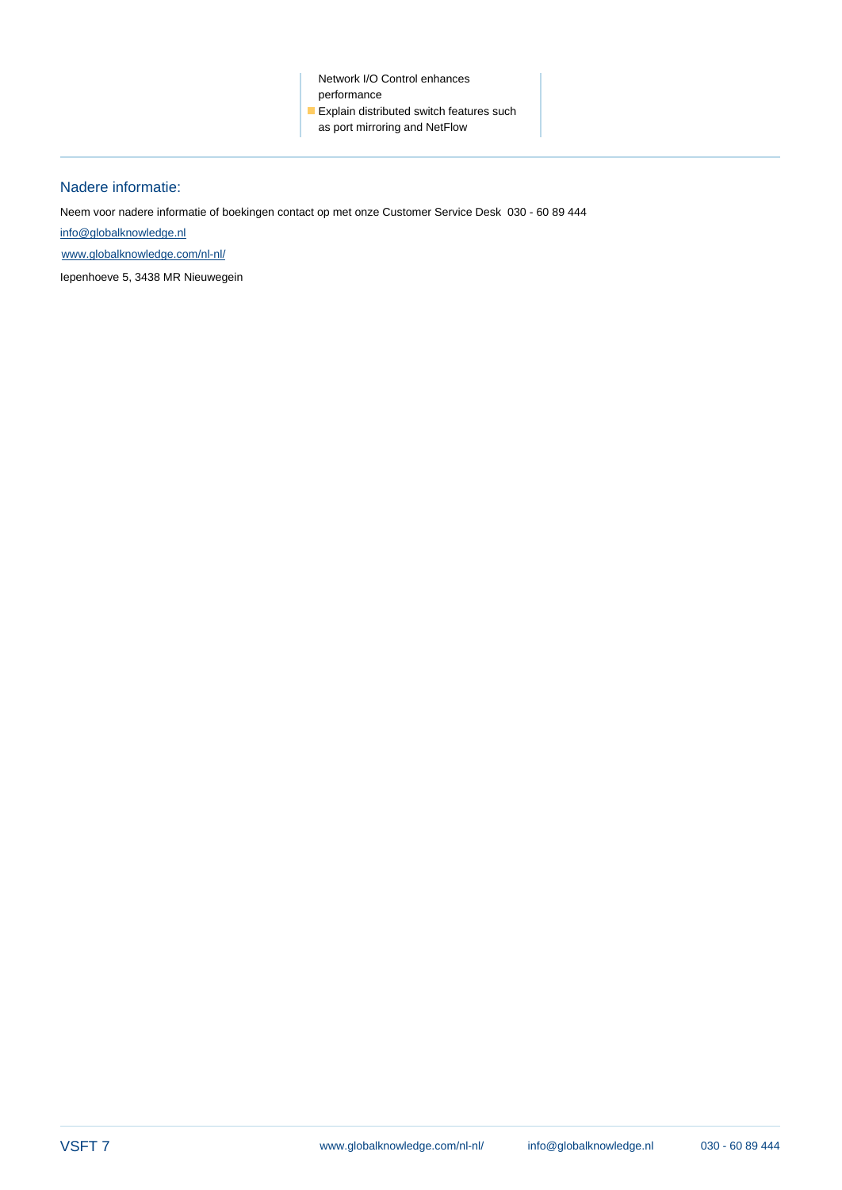Network I/O Control enhances performance

- Explain distributed switch features such as port mirroring and NetFlow

## Nadere informatie:

Neem voor nadere informatie of boekingen contact op met onze Customer Service Desk 030 - 60 89 444

info@globalknowledge.nl

www.globalknowledge.com/nl-nl/

Iepenhoeve 5, 3438 MR Nieuwegein